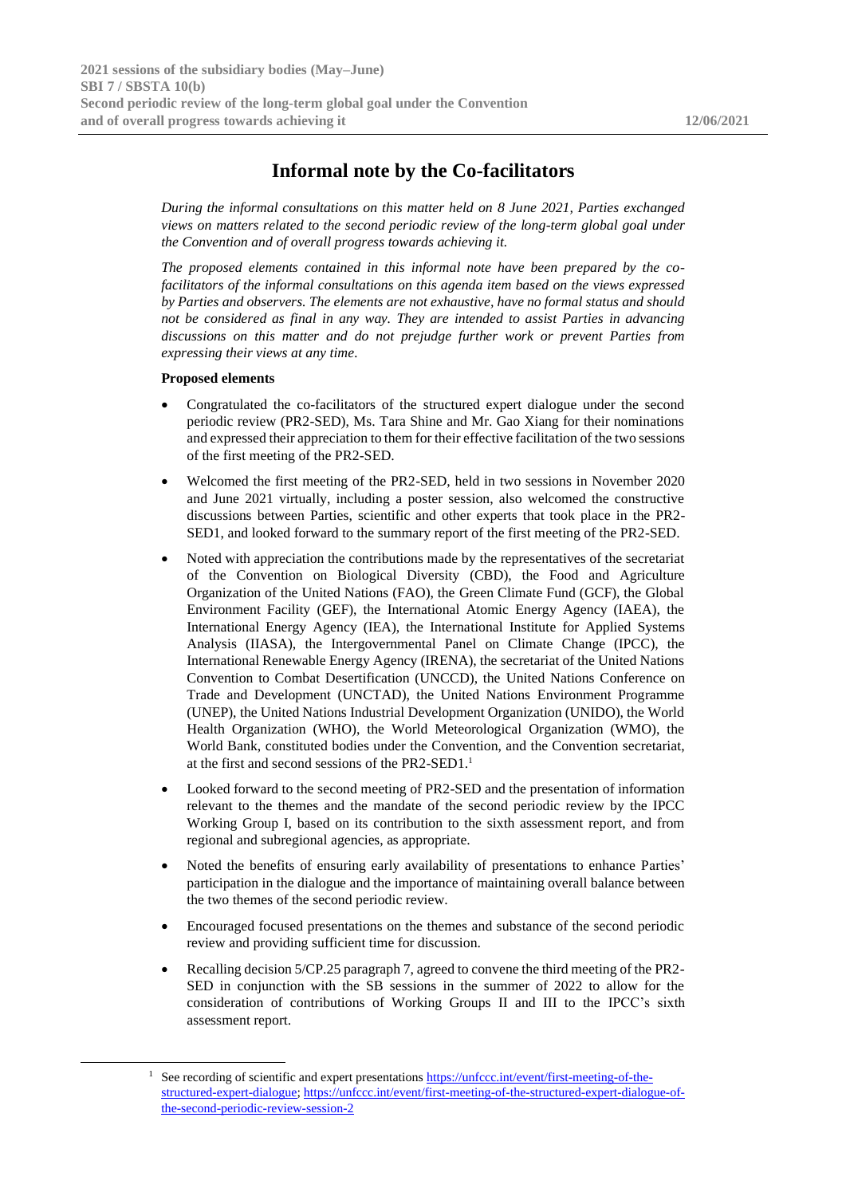2021 sessions of the subsidiary bodies (May–June)
SBI 7 / SBSTA 10(b)
Second periodic review of the long-term global goal under the Convention and of overall progress towards achieving it
12/06/2021

# Informal note by the Co-facilitators

*During the informal consultations on this matter held on 8 June 2021, Parties exchanged views on matters related to the second periodic review of the long-term global goal under the Convention and of overall progress towards achieving it.*

*The proposed elements contained in this informal note have been prepared by the co-facilitators of the informal consultations on this agenda item based on the views expressed by Parties and observers. The elements are not exhaustive, have no formal status and should not be considered as final in any way. They are intended to assist Parties in advancing discussions on this matter and do not prejudge further work or prevent Parties from expressing their views at any time.*

**Proposed elements**

- Congratulated the co-facilitators of the structured expert dialogue under the second periodic review (PR2-SED), Ms. Tara Shine and Mr. Gao Xiang for their nominations and expressed their appreciation to them for their effective facilitation of the two sessions of the first meeting of the PR2-SED.
- Welcomed the first meeting of the PR2-SED, held in two sessions in November 2020 and June 2021 virtually, including a poster session, also welcomed the constructive discussions between Parties, scientific and other experts that took place in the PR2-SED1, and looked forward to the summary report of the first meeting of the PR2-SED.
- Noted with appreciation the contributions made by the representatives of the secretariat of the Convention on Biological Diversity (CBD), the Food and Agriculture Organization of the United Nations (FAO), the Green Climate Fund (GCF), the Global Environment Facility (GEF), the International Atomic Energy Agency (IAEA), the International Energy Agency (IEA), the International Institute for Applied Systems Analysis (IIASA), the Intergovernmental Panel on Climate Change (IPCC), the International Renewable Energy Agency (IRENA), the secretariat of the United Nations Convention to Combat Desertification (UNCCD), the United Nations Conference on Trade and Development (UNCTAD), the United Nations Environment Programme (UNEP), the United Nations Industrial Development Organization (UNIDO), the World Health Organization (WHO), the World Meteorological Organization (WMO), the World Bank, constituted bodies under the Convention, and the Convention secretariat, at the first and second sessions of the PR2-SED1.[1]
- Looked forward to the second meeting of PR2-SED and the presentation of information relevant to the themes and the mandate of the second periodic review by the IPCC Working Group I, based on its contribution to the sixth assessment report, and from regional and subregional agencies, as appropriate.
- Noted the benefits of ensuring early availability of presentations to enhance Parties' participation in the dialogue and the importance of maintaining overall balance between the two themes of the second periodic review.
- Encouraged focused presentations on the themes and substance of the second periodic review and providing sufficient time for discussion.
- Recalling decision 5/CP.25 paragraph 7, agreed to convene the third meeting of the PR2-SED in conjunction with the SB sessions in the summer of 2022 to allow for the consideration of contributions of Working Groups II and III to the IPCC's sixth assessment report.

[1] See recording of scientific and expert presentations https://unfccc.int/event/first-meeting-of-the-structured-expert-dialogue; https://unfccc.int/event/first-meeting-of-the-structured-expert-dialogue-of-the-second-periodic-review-session-2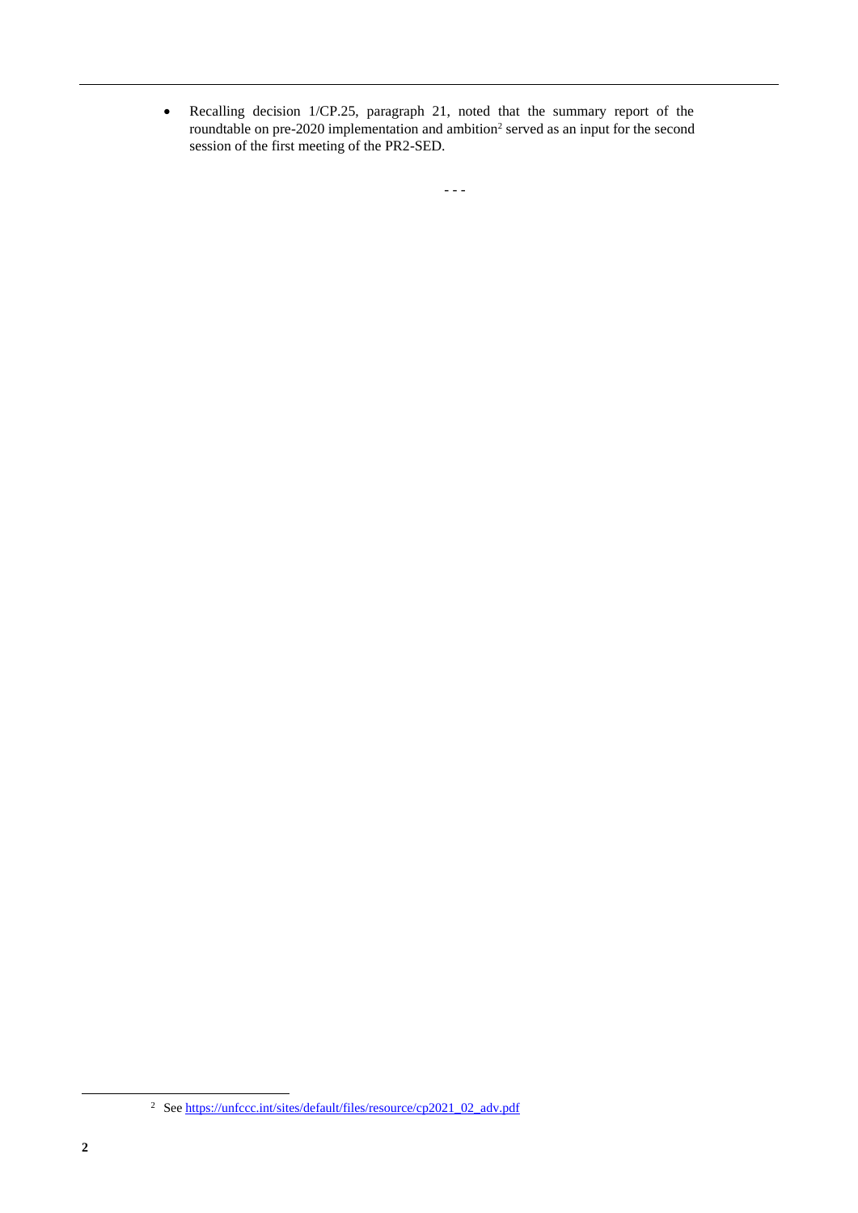- Recalling decision 1/CP.25, paragraph 21, noted that the summary report of the roundtable on pre-2020 implementation and ambition[2] served as an input for the second session of the first meeting of the PR2-SED.

- - -

[2] See https://unfccc.int/sites/default/files/resource/cp2021_02_adv.pdf